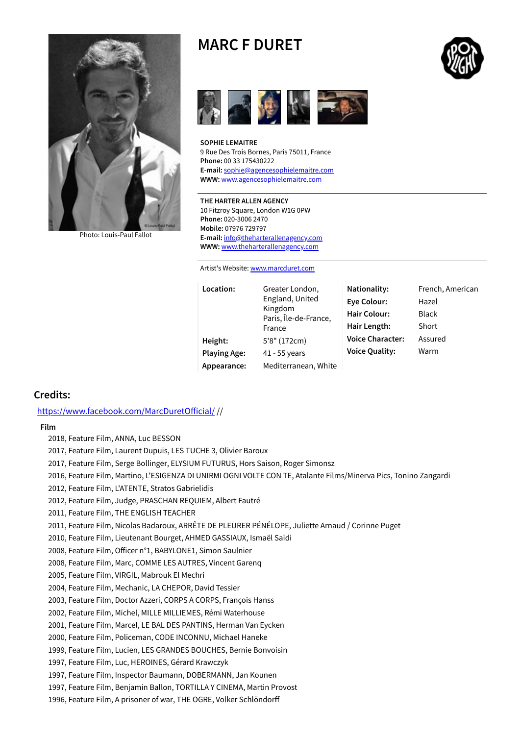# MARC F DURET

Photo: Louis-Paul Fallot

**SOPHIE LEMAITRE**
9 Rue Des Trois Bornes, Paris 75011, France
**Phone:** 00 33 175430222
**E-mail:** sophie@agencesophielemaitre.com
**WWW:** www.agencesophielemaitre.com

**THE HARTER ALLEN AGENCY**
10 Fitzroy Square, London W1G 0PW
**Phone:** 020-3006 2470
**Mobile:** 07976 729797
**E-mail:** info@theharterallenagency.com
**WWW:** www.theharterallenagency.com

Artist's Website: www.marcduret.com

| | | | |
|---|---|---|---|
| **Location:** | Greater London, England, United Kingdom<br>Paris, Île-de-France, France | **Nationality:** | French, American |
| | | **Eye Colour:** | Hazel |
| | | **Hair Colour:** | Black |
| | | **Hair Length:** | Short |
| **Height:** | 5'8" (172cm) | **Voice Character:** | Assured |
| **Playing Age:** | 41 - 55 years | **Voice Quality:** | Warm |
| **Appearance:** | Mediterranean, White | | |

## Credits:

https://www.facebook.com/MarcDuretOfficial/ //

### Film

2018, Feature Film, ANNA, Luc BESSON
2017, Feature Film, Laurent Dupuis, LES TUCHE 3, Olivier Baroux
2017, Feature Film, Serge Bollinger, ELYSIUM FUTURUS, Hors Saison, Roger Simonsz
2016, Feature Film, Martino, L'ESIGENZA DI UNIRMI OGNI VOLTE CON TE, Atalante Films/Minerva Pics, Tonino Zangardi
2012, Feature Film, L'ATENTE, Stratos Gabrielidis
2012, Feature Film, Judge, PRASCHAN REQUIEM, Albert Fautré
2011, Feature Film, THE ENGLISH TEACHER
2011, Feature Film, Nicolas Badaroux, ARRÊTE DE PLEURER PÉNÉLOPE, Juliette Arnaud / Corinne Puget
2010, Feature Film, Lieutenant Bourget, AHMED GASSIAUX, Ismaël Saidi
2008, Feature Film, Officer n°1, BABYLONE1, Simon Saulnier
2008, Feature Film, Marc, COMME LES AUTRES, Vincent Garenq
2005, Feature Film, VIRGIL, Mabrouk El Mechri
2004, Feature Film, Mechanic, LA CHEPOR, David Tessier
2003, Feature Film, Doctor Azzeri, CORPS A CORPS, François Hanss
2002, Feature Film, Michel, MILLE MILLIEMES, Rémi Waterhouse
2001, Feature Film, Marcel, LE BAL DES PANTINS, Herman Van Eycken
2000, Feature Film, Policeman, CODE INCONNU, Michael Haneke
1999, Feature Film, Lucien, LES GRANDES BOUCHES, Bernie Bonvoisin
1997, Feature Film, Luc, HEROINES, Gérard Krawczyk
1997, Feature Film, Inspector Baumann, DOBERMANN, Jan Kounen
1997, Feature Film, Benjamin Ballon, TORTILLA Y CINEMA, Martin Provost
1996, Feature Film, A prisoner of war, THE OGRE, Volker Schlöndorff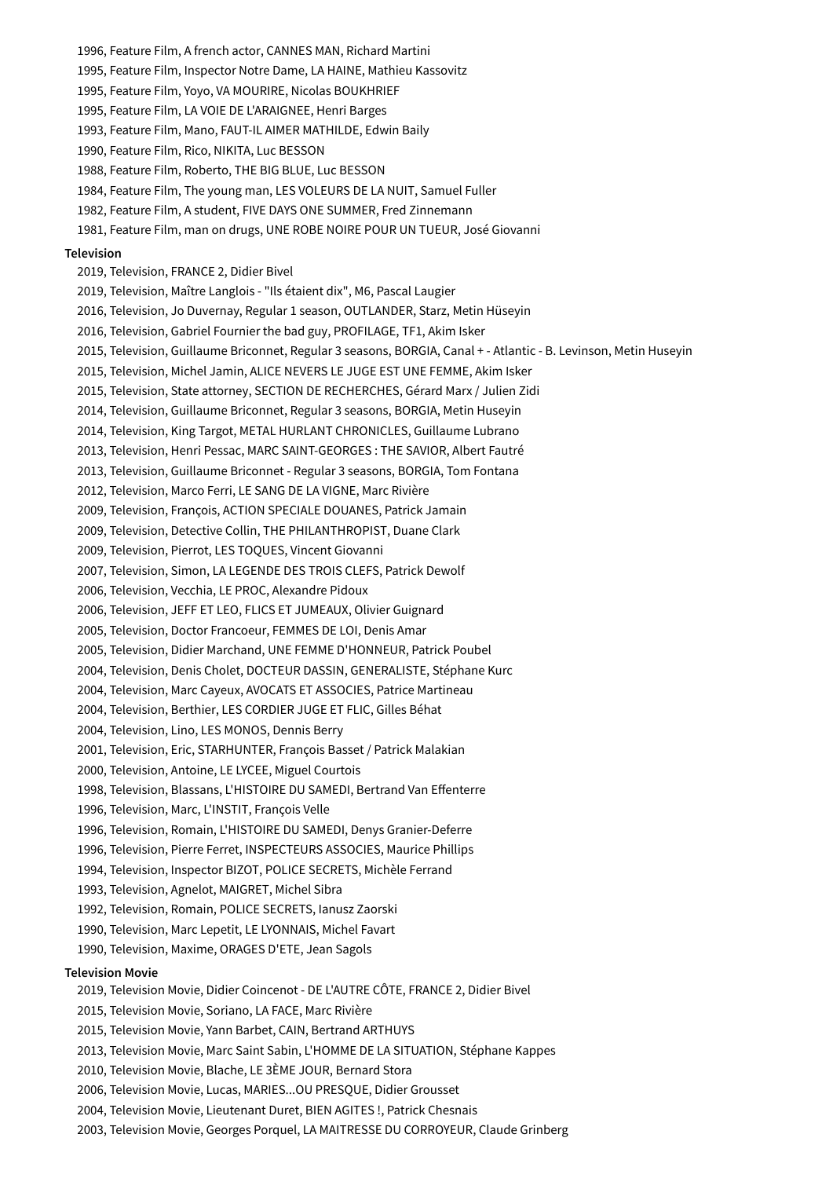- 1996, Feature Film, A french actor, CANNES MAN, Richard Martini
- 1995, Feature Film, Inspector Notre Dame, LA HAINE, Mathieu Kassovitz
- 1995, Feature Film, Yoyo, VA MOURIRE, Nicolas BOUKHRIEF
- 1995, Feature Film, LA VOIE DE L'ARAIGNEE, Henri Barges
- 1993, Feature Film, Mano, FAUT-IL AIMER MATHILDE, Edwin Baily
- 1990, Feature Film, Rico, NIKITA, Luc BESSON
- 1988, Feature Film, Roberto, THE BIG BLUE, Luc BESSON
- 1984, Feature Film, The young man, LES VOLEURS DE LA NUIT, Samuel Fuller
- 1982, Feature Film, A student, FIVE DAYS ONE SUMMER, Fred Zinnemann
- 1981, Feature Film, man on drugs, UNE ROBE NOIRE POUR UN TUEUR, José Giovanni

**Television**

- 2019, Television, FRANCE 2, Didier Bivel
- 2019, Television, Maître Langlois - "Ils étaient dix", M6, Pascal Laugier
- 2016, Television, Jo Duvernay, Regular 1 season, OUTLANDER, Starz, Metin Hüseyin
- 2016, Television, Gabriel Fournier the bad guy, PROFILAGE, TF1, Akim Isker
- 2015, Television, Guillaume Briconnet, Regular 3 seasons, BORGIA, Canal + - Atlantic - B. Levinson, Metin Huseyin
- 2015, Television, Michel Jamin, ALICE NEVERS LE JUGE EST UNE FEMME, Akim Isker
- 2015, Television, State attorney, SECTION DE RECHERCHES, Gérard Marx / Julien Zidi
- 2014, Television, Guillaume Briconnet, Regular 3 seasons, BORGIA, Metin Huseyin
- 2014, Television, King Targot, METAL HURLANT CHRONICLES, Guillaume Lubrano
- 2013, Television, Henri Pessac, MARC SAINT-GEORGES : THE SAVIOR, Albert Fautré
- 2013, Television, Guillaume Briconnet - Regular 3 seasons, BORGIA, Tom Fontana
- 2012, Television, Marco Ferri, LE SANG DE LA VIGNE, Marc Rivière
- 2009, Television, François, ACTION SPECIALE DOUANES, Patrick Jamain
- 2009, Television, Detective Collin, THE PHILANTHROPIST, Duane Clark
- 2009, Television, Pierrot, LES TOQUES, Vincent Giovanni
- 2007, Television, Simon, LA LEGENDE DES TROIS CLEFS, Patrick Dewolf
- 2006, Television, Vecchia, LE PROC, Alexandre Pidoux
- 2006, Television, JEFF ET LEO, FLICS ET JUMEAUX, Olivier Guignard
- 2005, Television, Doctor Francoeur, FEMMES DE LOI, Denis Amar
- 2005, Television, Didier Marchand, UNE FEMME D'HONNEUR, Patrick Poubel
- 2004, Television, Denis Cholet, DOCTEUR DASSIN, GENERALISTE, Stéphane Kurc
- 2004, Television, Marc Cayeux, AVOCATS ET ASSOCIES, Patrice Martineau
- 2004, Television, Berthier, LES CORDIER JUGE ET FLIC, Gilles Béhat
- 2004, Television, Lino, LES MONOS, Dennis Berry
- 2001, Television, Eric, STARHUNTER, François Basset / Patrick Malakian
- 2000, Television, Antoine, LE LYCEE, Miguel Courtois
- 1998, Television, Blassans, L'HISTOIRE DU SAMEDI, Bertrand Van Effenterre
- 1996, Television, Marc, L'INSTIT, François Velle
- 1996, Television, Romain, L'HISTOIRE DU SAMEDI, Denys Granier-Deferre
- 1996, Television, Pierre Ferret, INSPECTEURS ASSOCIES, Maurice Phillips
- 1994, Television, Inspector BIZOT, POLICE SECRETS, Michèle Ferrand
- 1993, Television, Agnelot, MAIGRET, Michel Sibra
- 1992, Television, Romain, POLICE SECRETS, Ianusz Zaorski
- 1990, Television, Marc Lepetit, LE LYONNAIS, Michel Favart
- 1990, Television, Maxime, ORAGES D'ETE, Jean Sagols

**Television Movie**

- 2019, Television Movie, Didier Coincenot - DE L'AUTRE CÔTE, FRANCE 2, Didier Bivel
- 2015, Television Movie, Soriano, LA FACE, Marc Rivière
- 2015, Television Movie, Yann Barbet, CAIN, Bertrand ARTHUYS
- 2013, Television Movie, Marc Saint Sabin, L'HOMME DE LA SITUATION, Stéphane Kappes
- 2010, Television Movie, Blache, LE 3ÈME JOUR, Bernard Stora
- 2006, Television Movie, Lucas, MARIES...OU PRESQUE, Didier Grousset
- 2004, Television Movie, Lieutenant Duret, BIEN AGITES !, Patrick Chesnais
- 2003, Television Movie, Georges Porquel, LA MAITRESSE DU CORROYEUR, Claude Grinberg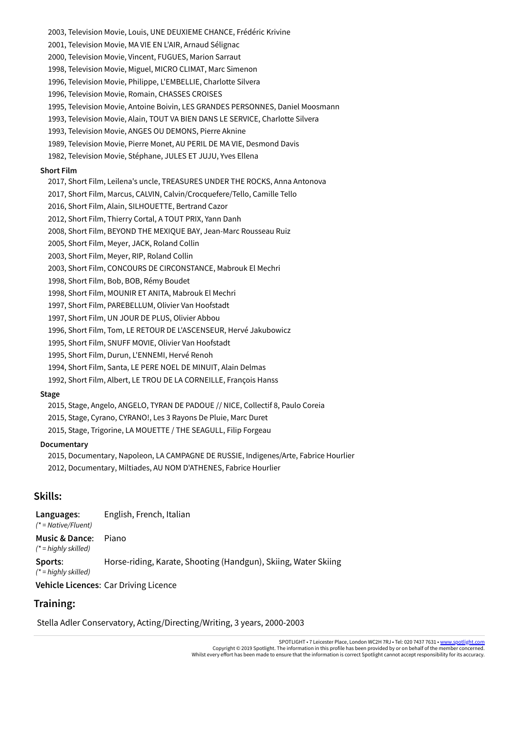2003, Television Movie, Louis, UNE DEUXIEME CHANCE, Frédéric Krivine

2001, Television Movie, MA VIE EN L'AIR, Arnaud Sélignac

2000, Television Movie, Vincent, FUGUES, Marion Sarraut

1998, Television Movie, Miguel, MICRO CLIMAT, Marc Simenon

1996, Television Movie, Philippe, L'EMBELLIE, Charlotte Silvera

1996, Television Movie, Romain, CHASSES CROISES

1995, Television Movie, Antoine Boivin, LES GRANDES PERSONNES, Daniel Moosmann

1993, Television Movie, Alain, TOUT VA BIEN DANS LE SERVICE, Charlotte Silvera

1993, Television Movie, ANGES OU DEMONS, Pierre Aknine

1989, Television Movie, Pierre Monet, AU PERIL DE MA VIE, Desmond Davis

1982, Television Movie, Stéphane, JULES ET JUJU, Yves Ellena

**Short Film**

2017, Short Film, Leilena's uncle, TREASURES UNDER THE ROCKS, Anna Antonova

2017, Short Film, Marcus, CALVIN, Calvin/Crocquefere/Tello, Camille Tello

2016, Short Film, Alain, SILHOUETTE, Bertrand Cazor

2012, Short Film, Thierry Cortal, A TOUT PRIX, Yann Danh

2008, Short Film, BEYOND THE MEXIQUE BAY, Jean-Marc Rousseau Ruiz

2005, Short Film, Meyer, JACK, Roland Collin

2003, Short Film, Meyer, RIP, Roland Collin

2003, Short Film, CONCOURS DE CIRCONSTANCE, Mabrouk El Mechri

1998, Short Film, Bob, BOB, Rémy Boudet

1998, Short Film, MOUNIR ET ANITA, Mabrouk El Mechri

1997, Short Film, PAREBELLUM, Olivier Van Hoofstadt

1997, Short Film, UN JOUR DE PLUS, Olivier Abbou

1996, Short Film, Tom, LE RETOUR DE L'ASCENSEUR, Hervé Jakubowicz

1995, Short Film, SNUFF MOVIE, Olivier Van Hoofstadt

1995, Short Film, Durun, L'ENNEMI, Hervé Renoh

1994, Short Film, Santa, LE PERE NOEL DE MINUIT, Alain Delmas

1992, Short Film, Albert, LE TROU DE LA CORNEILLE, François Hanss

**Stage**

2015, Stage, Angelo, ANGELO, TYRAN DE PADOUE // NICE, Collectif 8, Paulo Coreia

2015, Stage, Cyrano, CYRANO!, Les 3 Rayons De Pluie, Marc Duret

2015, Stage, Trigorine, LA MOUETTE / THE SEAGULL, Filip Forgeau

**Documentary**

2015, Documentary, Napoleon, LA CAMPAGNE DE RUSSIE, Indigenes/Arte, Fabrice Hourlier

2012, Documentary, Miltiades, AU NOM D'ATHENES, Fabrice Hourlier

## Skills:

**Languages**: *(* = Native/Fluent)* English, French, Italian

**Music & Dance**: *(* = highly skilled)* Piano

**Sports**: *(* = highly skilled)* Horse-riding, Karate, Shooting (Handgun), Skiing, Water Skiing

**Vehicle Licences**: Car Driving Licence

## Training:

Stella Adler Conservatory, Acting/Directing/Writing, 3 years, 2000-2003